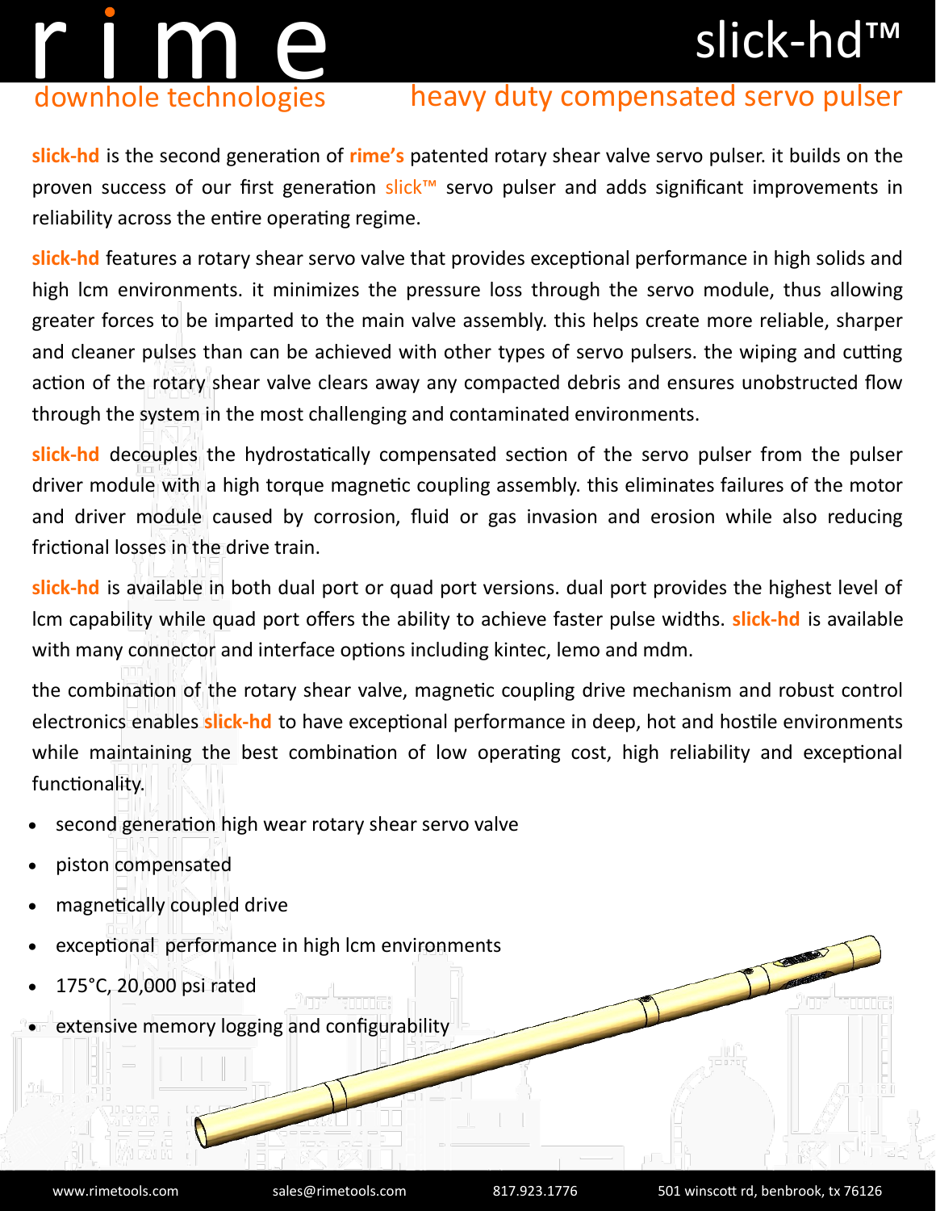# rime

downhole technologies

# slick-hd™

## heavy duty compensated servo pulser

**slick-hd** is the second generation of **rime's** patented rotary shear valve servo pulser. it builds on the proven success of our first generation slick™ servo pulser and adds significant improvements in reliability across the entire operating regime.

**slick-hd** features a rotary shear servo valve that provides exceptional performance in high solids and high lcm environments. it minimizes the pressure loss through the servo module, thus allowing greater forces to be imparted to the main valve assembly. this helps create more reliable, sharper and cleaner pulses than can be achieved with other types of servo pulsers. the wiping and cutting action of the rotary shear valve clears away any compacted debris and ensures unobstructed flow through the system in the most challenging and contaminated environments.

**slick-hd** decouples the hydrostatically compensated section of the servo pulser from the pulser driver module with a high torque magnetic coupling assembly. this eliminates failures of the motor and driver module caused by corrosion, fluid or gas invasion and erosion while also reducing frictional losses in the drive train.

**slick-hd** is available in both dual port or quad port versions. dual port provides the highest level of lcm capability while quad port offers the ability to achieve faster pulse widths. **slick-hd** is available with many connector and interface options including kintec, lemo and mdm.

the combination of the rotary shear valve, magnetic coupling drive mechanism and robust control electronics enables **slick-hd** to have exceptional performance in deep, hot and hostile environments while maintaining the best combination of low operating cost, high reliability and exceptional functionality.

- second generation high wear rotary shear servo valve
- piston compensated
- magnetically coupled drive
- exceptional performance in high lcm environments
- 175°C, 20,000 psi rated
- extensive memory logging and configurability

www.rimetools.com sales@rimetools.com 817.923.1776 501 winscott rd, benbrook, tx 76126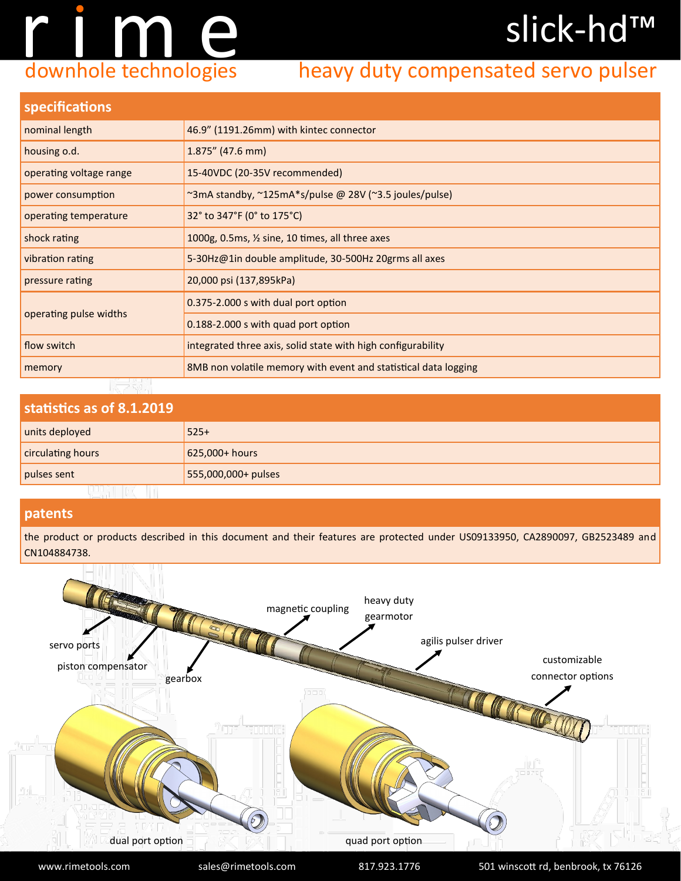# rime

downhole technologies

# slick-hd™

## heavy duty compensated servo pulser

## specifications

| | |
|---|---|
| nominal length | 46.9" (1191.26mm) with kintec connector |
| housing o.d. | 1.875" (47.6 mm) |
| operating voltage range | 15-40VDC (20-35V recommended) |
| power consumption | ~3mA standby, ~125mA*s/pulse @ 28V (~3.5 joules/pulse) |
| operating temperature | 32° to 347°F (0° to 175°C) |
| shock rating | 1000g, 0.5ms, ½ sine, 10 times, all three axes |
| vibration rating | 5-30Hz@1in double amplitude, 30-500Hz 20grms all axes |
| pressure rating | 20,000 psi (137,895kPa) |
| operating pulse widths | 0.375-2.000 s with dual port option |
| | 0.188-2.000 s with quad port option |
| flow switch | integrated three axis, solid state with high configurability |
| memory | 8MB non volatile memory with event and statistical data logging |

## statistics as of 8.1.2019

| | |
|---|---|
| units deployed | 525+ |
| circulating hours | 625,000+ hours |
| pulses sent | 555,000,000+ pulses |

## patents

the product or products described in this document and their features are protected under US09133950, CA2890097, GB2523489 and CN104884738.

servo ports

piston compensator

gearbox

magnetic coupling

heavy duty gearmotor

agilis pulser driver

customizable connector options

dual port option

quad port option

www.rimetools.com sales@rimetools.com 817.923.1776 501 winscott rd, benbrook, tx 76126